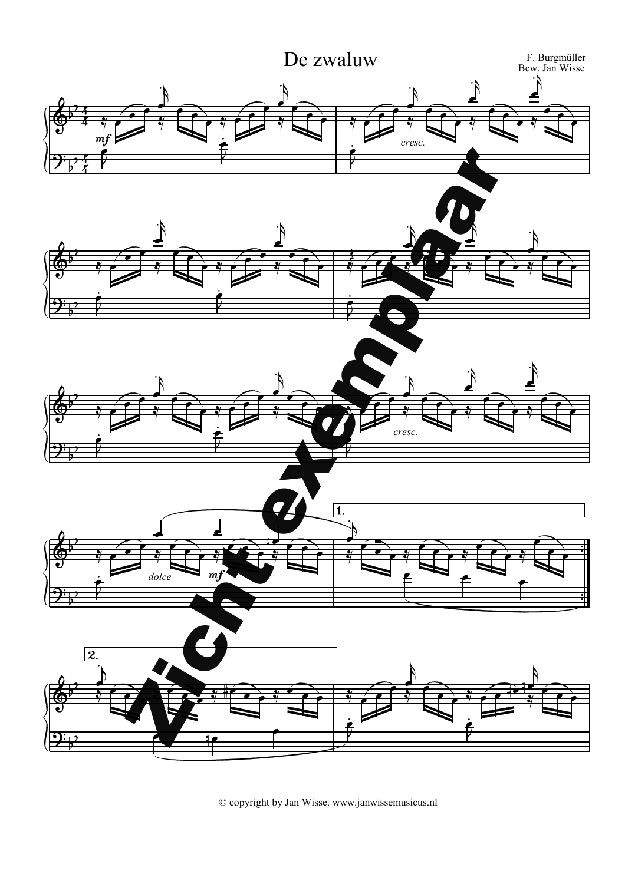# De zwaluw

F. Burgmüller
Bew. Jan Wisse

© copyright by Jan Wisse. www.janwissemusicus.nl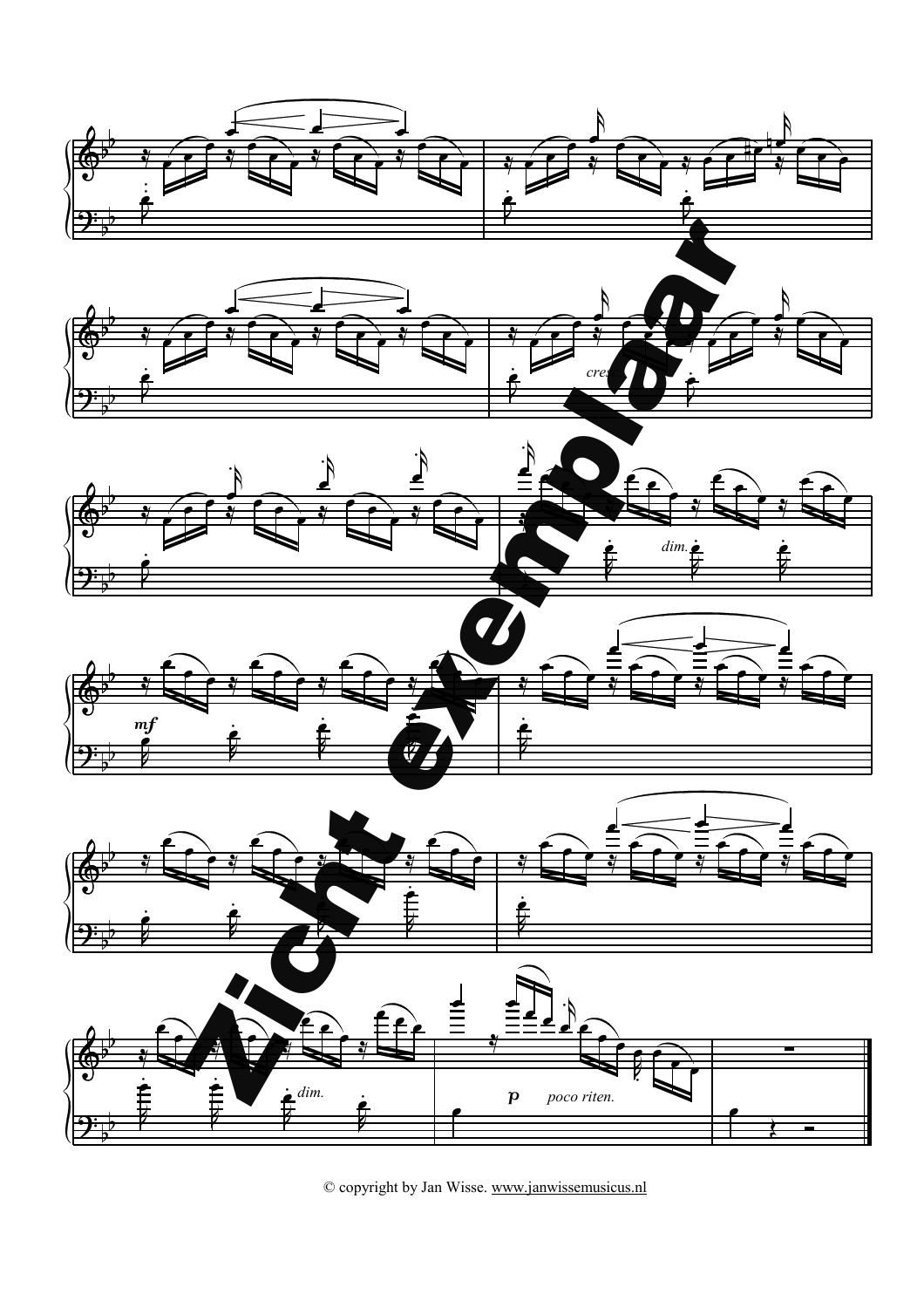© copyright by Jan Wisse. www.janwissemusicus.nl